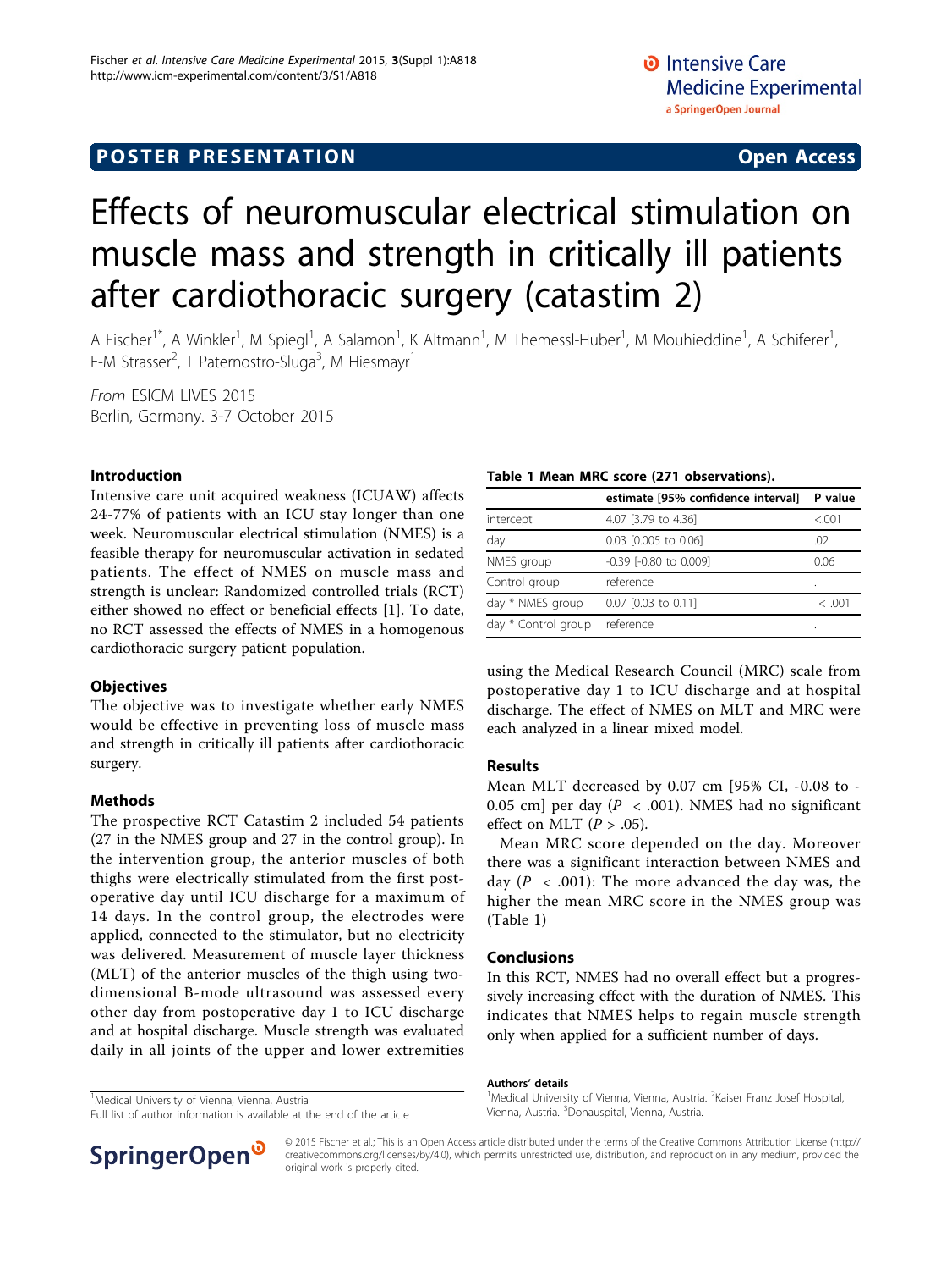POSTER PRESENTATION — Open Access

# Effects of neuromuscular electrical stimulation on muscle mass and strength in critically ill patients after cardiothoracic surgery (catastim 2)

A Fischer[1*], A Winkler[1], M Spiegl[1], A Salamon[1], K Altmann[1], M Themessl-Huber[1], M Mouhieddine[1], A Schiferer[1], E-M Strasser[2], T Paternostro-Sluga[3], M Hiesmayr[1]

*From* ESICM LIVES 2015
Berlin, Germany. 3-7 October 2015

## Introduction

Intensive care unit acquired weakness (ICUAW) affects 24-77% of patients with an ICU stay longer than one week. Neuromuscular electrical stimulation (NMES) is a feasible therapy for neuromuscular activation in sedated patients. The effect of NMES on muscle mass and strength is unclear: Randomized controlled trials (RCT) either showed no effect or beneficial effects [1]. To date, no RCT assessed the effects of NMES in a homogenous cardiothoracic surgery patient population.

## Objectives

The objective was to investigate whether early NMES would be effective in preventing loss of muscle mass and strength in critically ill patients after cardiothoracic surgery.

## Methods

The prospective RCT Catastim 2 included 54 patients (27 in the NMES group and 27 in the control group). In the intervention group, the anterior muscles of both thighs were electrically stimulated from the first post-operative day until ICU discharge for a maximum of 14 days. In the control group, the electrodes were applied, connected to the stimulator, but no electricity was delivered. Measurement of muscle layer thickness (MLT) of the anterior muscles of the thigh using two-dimensional B-mode ultrasound was assessed every other day from postoperative day 1 to ICU discharge and at hospital discharge. Muscle strength was evaluated daily in all joints of the upper and lower extremities using the Medical Research Council (MRC) scale from postoperative day 1 to ICU discharge and at hospital discharge. The effect of NMES on MLT and MRC were each analyzed in a linear mixed model.

**Table 1 Mean MRC score (271 observations).**

| | estimate [95% confidence interval] | P value |
|---|---|---|
| intercept | 4.07 [3.79 to 4.36] | <.001 |
| day | 0.03 [0.005 to 0.06] | .02 |
| NMES group | -0.39 [-0.80 to 0.009] | 0.06 |
| Control group | reference | . |
| day * NMES group | 0.07 [0.03 to 0.11] | < .001 |
| day * Control group | reference | . |

## Results

Mean MLT decreased by 0.07 cm [95% CI, -0.08 to -0.05 cm] per day ($P < .001$). NMES had no significant effect on MLT ($P > .05$).

Mean MRC score depended on the day. Moreover there was a significant interaction between NMES and day ($P < .001$): The more advanced the day was, the higher the mean MRC score in the NMES group was (Table 1)

## Conclusions

In this RCT, NMES had no overall effect but a progressively increasing effect with the duration of NMES. This indicates that NMES helps to regain muscle strength only when applied for a sufficient number of days.

### Authors' details

[1]Medical University of Vienna, Vienna, Austria. [2]Kaiser Franz Josef Hospital, Vienna, Austria. [3]Donauspital, Vienna, Austria.

[1]Medical University of Vienna, Vienna, Austria
Full list of author information is available at the end of the article

© 2015 Fischer et al.; This is an Open Access article distributed under the terms of the Creative Commons Attribution License (http://creativecommons.org/licenses/by/4.0), which permits unrestricted use, distribution, and reproduction in any medium, provided the original work is properly cited.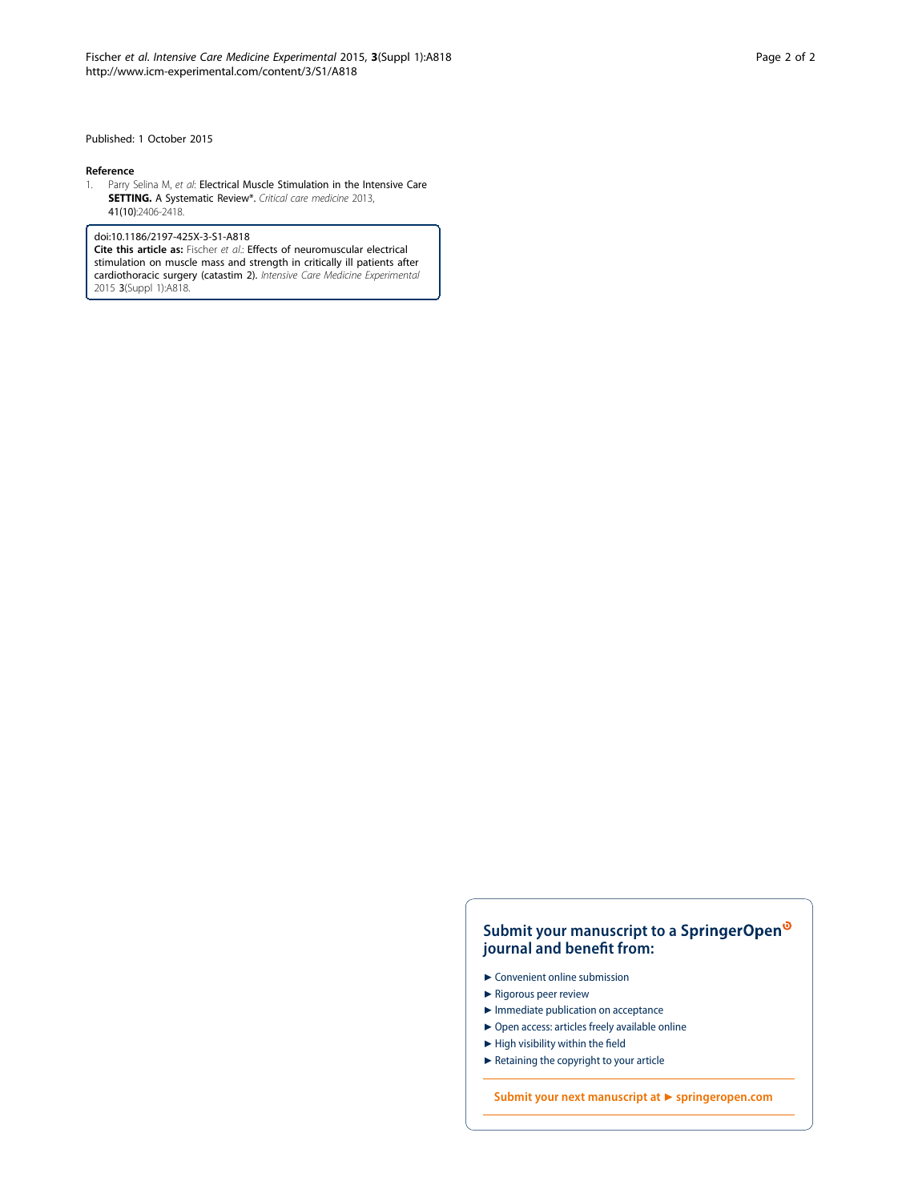Published: 1 October 2015

### Reference

1. Parry Selina M, *et al*: **Electrical Muscle Stimulation in the Intensive Care SETTING.** A Systematic Review*. *Critical care medicine* 2013, **41(10)**:2406-2418.

doi:10.1186/2197-425X-3-S1-A818
**Cite this article as:** Fischer *et al.*: Effects of neuromuscular electrical stimulation on muscle mass and strength in critically ill patients after cardiothoracic surgery (catastim 2). *Intensive Care Medicine Experimental* 2015 **3**(Suppl 1):A818.

**Submit your manuscript to a SpringerOpen journal and benefit from:**

- ► Convenient online submission
- ► Rigorous peer review
- ► Immediate publication on acceptance
- ► Open access: articles freely available online
- ► High visibility within the field
- ► Retaining the copyright to your article

**Submit your next manuscript at ► springeropen.com**